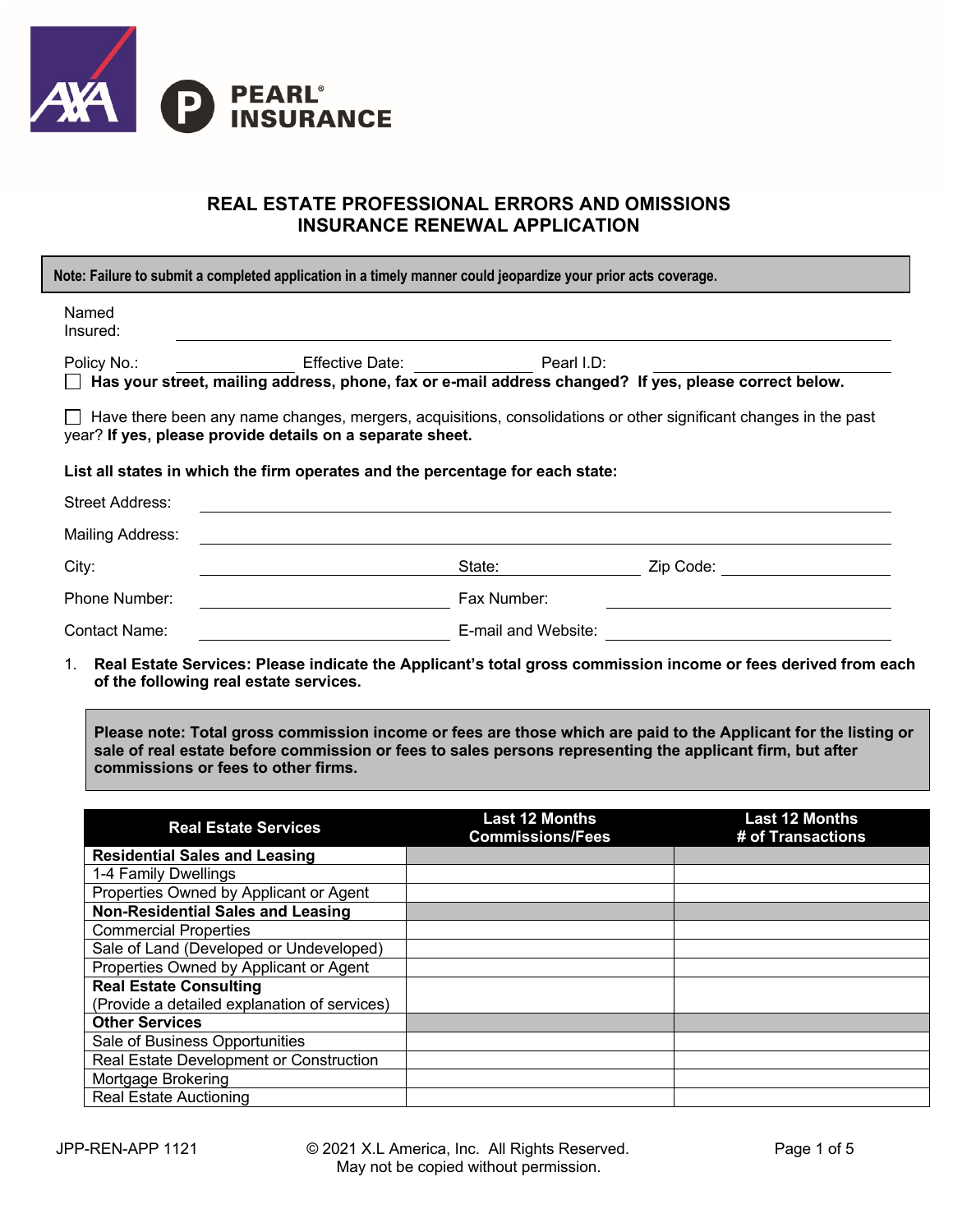AXA PEARL® INSURANCE

# REAL ESTATE PROFESSIONAL ERRORS AND OMISSIONS INSURANCE RENEWAL APPLICATION

**Note: Failure to submit a completed application in a timely manner could jeopardize your prior acts coverage.**

Named Insured: ______________________________

Policy No.: ____________ Effective Date: ____________ Pearl I.D: ______________________

☐ **Has your street, mailing address, phone, fax or e-mail address changed? If yes, please correct below.**

☐ Have there been any name changes, mergers, acquisitions, consolidations or other significant changes in the past year? **If yes, please provide details on a separate sheet.**

**List all states in which the firm operates and the percentage for each state:**

Street Address: ______________________________

Mailing Address: ______________________________

City: ____________ State: ____________ Zip Code: ____________

Phone Number: ____________ Fax Number: ____________

Contact Name: ____________ E-mail and Website: ____________

1. **Real Estate Services: Please indicate the Applicant's total gross commission income or fees derived from each of the following real estate services.**

**Please note: Total gross commission income or fees are those which are paid to the Applicant for the listing or sale of real estate before commission or fees to sales persons representing the applicant firm, but after commissions or fees to other firms.**

| Real Estate Services | Last 12 Months Commissions/Fees | Last 12 Months # of Transactions |
|---|---|---|
| **Residential Sales and Leasing** | | |
| 1-4 Family Dwellings | | |
| Properties Owned by Applicant or Agent | | |
| **Non-Residential Sales and Leasing** | | |
| Commercial Properties | | |
| Sale of Land (Developed or Undeveloped) | | |
| Properties Owned by Applicant or Agent | | |
| **Real Estate Consulting** (Provide a detailed explanation of services) | | |
| **Other Services** | | |
| Sale of Business Opportunities | | |
| Real Estate Development or Construction | | |
| Mortgage Brokering | | |
| Real Estate Auctioning | | |

JPP-REN-APP 1121 © 2021 X.L America, Inc. All Rights Reserved. May not be copied without permission.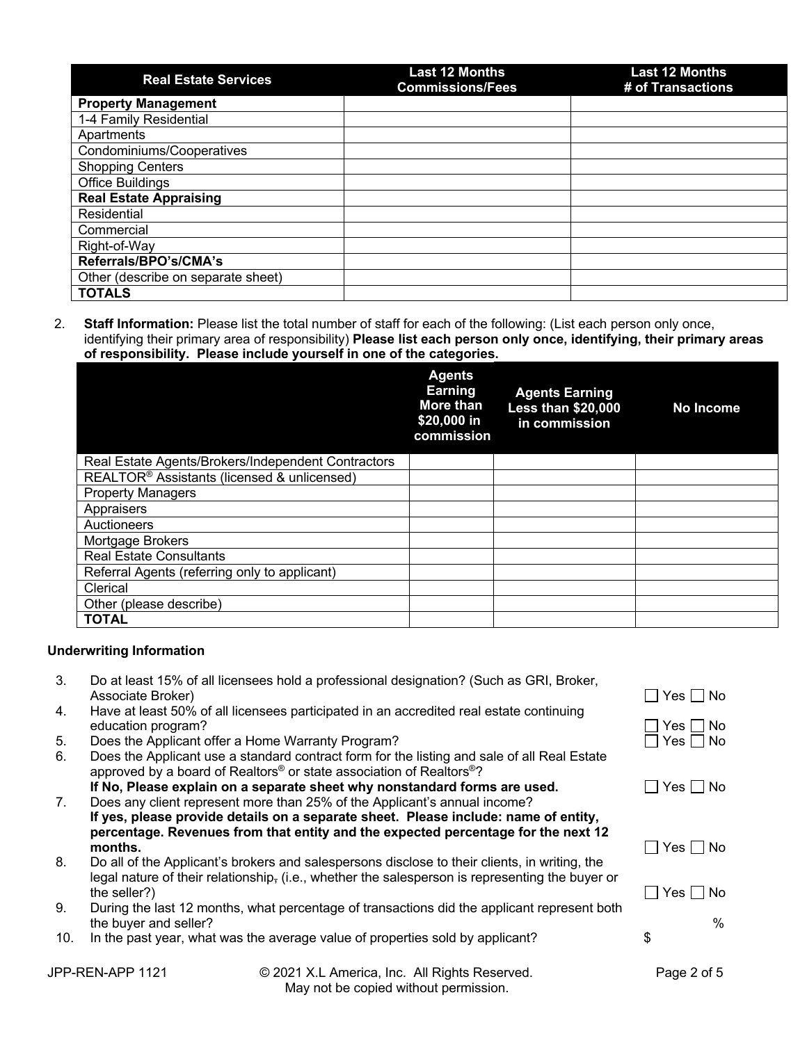| Real Estate Services | Last 12 Months Commissions/Fees | Last 12 Months # of Transactions |
|---|---|---|
| **Property Management** | | |
| 1-4 Family Residential | | |
| Apartments | | |
| Condominiums/Cooperatives | | |
| Shopping Centers | | |
| Office Buildings | | |
| **Real Estate Appraising** | | |
| Residential | | |
| Commercial | | |
| Right-of-Way | | |
| **Referrals/BPO's/CMA's** | | |
| Other (describe on separate sheet) | | |
| **TOTALS** | | |

2. **Staff Information:** Please list the total number of staff for each of the following: (List each person only once, identifying their primary area of responsibility) **Please list each person only once, identifying, their primary areas of responsibility. Please include yourself in one of the categories.**

| | Agents Earning More than $20,000 in commission | Agents Earning Less than $20,000 in commission | No Income |
|---|---|---|---|
| Real Estate Agents/Brokers/Independent Contractors | | | |
| REALTOR® Assistants (licensed & unlicensed) | | | |
| Property Managers | | | |
| Appraisers | | | |
| Auctioneers | | | |
| Mortgage Brokers | | | |
| Real Estate Consultants | | | |
| Referral Agents (referring only to applicant) | | | |
| Clerical | | | |
| Other (please describe) | | | |
| **TOTAL** | | | |

**Underwriting Information**

3. Do at least 15% of all licensees hold a professional designation? (Such as GRI, Broker, Associate Broker) ☐ Yes ☐ No
4. Have at least 50% of all licensees participated in an accredited real estate continuing education program? ☐ Yes ☐ No
5. Does the Applicant offer a Home Warranty Program? ☐ Yes ☐ No
6. Does the Applicant use a standard contract form for the listing and sale of all Real Estate approved by a board of Realtors® or state association of Realtors®?
   **If No, Please explain on a separate sheet why nonstandard forms are used.** ☐ Yes ☐ No
7. Does any client represent more than 25% of the Applicant's annual income?
   **If yes, please provide details on a separate sheet. Please include: name of entity, percentage. Revenues from that entity and the expected percentage for the next 12 months.** ☐ Yes ☐ No
8. Do all of the Applicant's brokers and salespersons disclose to their clients, in writing, the legal nature of their relationship, (i.e., whether the salesperson is representing the buyer or the seller?) ☐ Yes ☐ No
9. During the last 12 months, what percentage of transactions did the applicant represent both the buyer and seller? %
10. In the past year, what was the average value of properties sold by applicant? $

JPP-REN-APP 1121 © 2021 X.L America, Inc. All Rights Reserved. May not be copied without permission.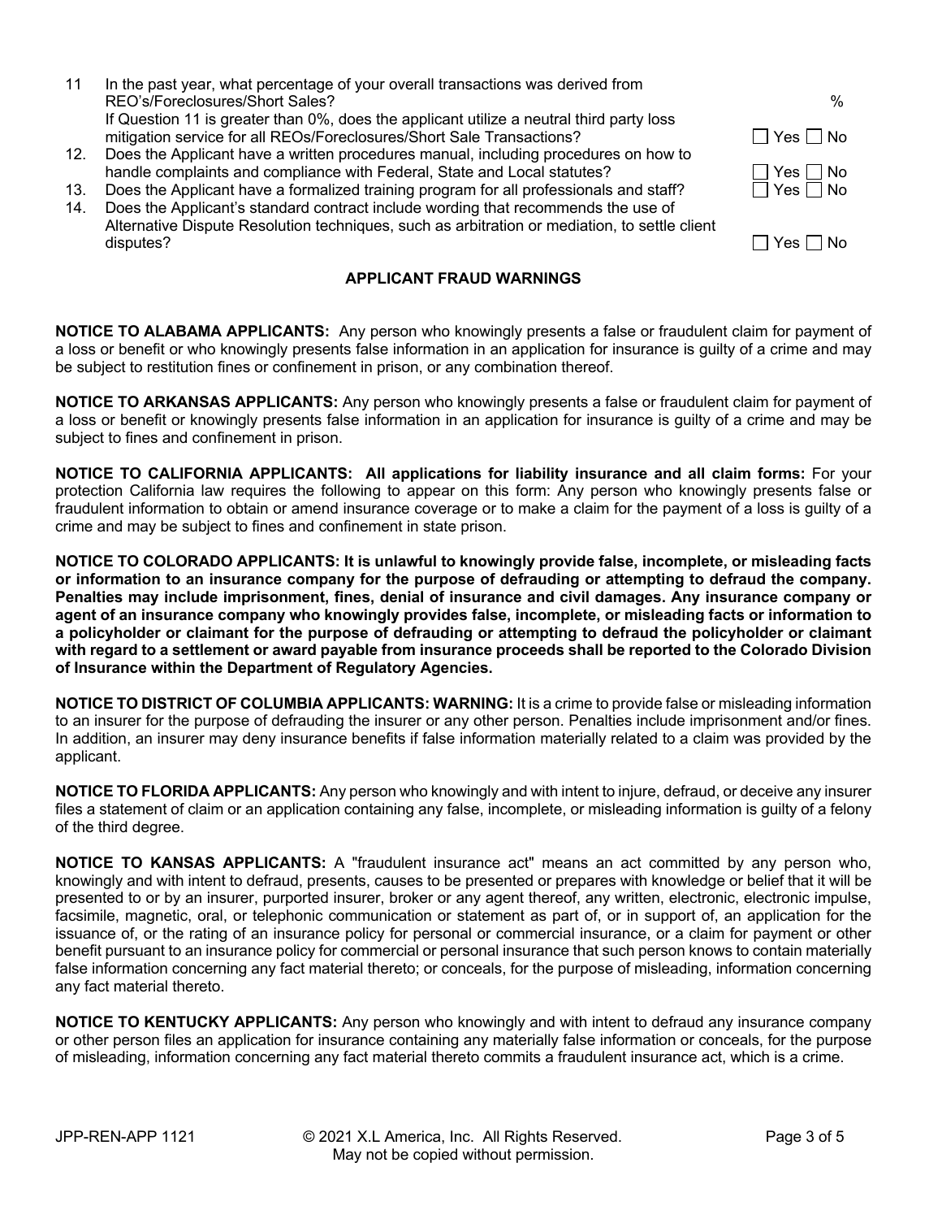11. In the past year, what percentage of your overall transactions was derived from REO's/Foreclosures/Short Sales? %

    If Question 11 is greater than 0%, does the applicant utilize a neutral third party loss mitigation service for all REOs/Foreclosures/Short Sale Transactions? ☐ Yes ☐ No

12. Does the Applicant have a written procedures manual, including procedures on how to handle complaints and compliance with Federal, State and Local statutes? ☐ Yes ☐ No
13. Does the Applicant have a formalized training program for all professionals and staff? ☐ Yes ☐ No
14. Does the Applicant's standard contract include wording that recommends the use of Alternative Dispute Resolution techniques, such as arbitration or mediation, to settle client disputes? ☐ Yes ☐ No

## APPLICANT FRAUD WARNINGS

**NOTICE TO ALABAMA APPLICANTS:** Any person who knowingly presents a false or fraudulent claim for payment of a loss or benefit or who knowingly presents false information in an application for insurance is guilty of a crime and may be subject to restitution fines or confinement in prison, or any combination thereof.

**NOTICE TO ARKANSAS APPLICANTS:** Any person who knowingly presents a false or fraudulent claim for payment of a loss or benefit or knowingly presents false information in an application for insurance is guilty of a crime and may be subject to fines and confinement in prison.

**NOTICE TO CALIFORNIA APPLICANTS: All applications for liability insurance and all claim forms:** For your protection California law requires the following to appear on this form: Any person who knowingly presents false or fraudulent information to obtain or amend insurance coverage or to make a claim for the payment of a loss is guilty of a crime and may be subject to fines and confinement in state prison.

**NOTICE TO COLORADO APPLICANTS: It is unlawful to knowingly provide false, incomplete, or misleading facts or information to an insurance company for the purpose of defrauding or attempting to defraud the company. Penalties may include imprisonment, fines, denial of insurance and civil damages. Any insurance company or agent of an insurance company who knowingly provides false, incomplete, or misleading facts or information to a policyholder or claimant for the purpose of defrauding or attempting to defraud the policyholder or claimant with regard to a settlement or award payable from insurance proceeds shall be reported to the Colorado Division of Insurance within the Department of Regulatory Agencies.**

**NOTICE TO DISTRICT OF COLUMBIA APPLICANTS: WARNING:** It is a crime to provide false or misleading information to an insurer for the purpose of defrauding the insurer or any other person. Penalties include imprisonment and/or fines. In addition, an insurer may deny insurance benefits if false information materially related to a claim was provided by the applicant.

**NOTICE TO FLORIDA APPLICANTS:** Any person who knowingly and with intent to injure, defraud, or deceive any insurer files a statement of claim or an application containing any false, incomplete, or misleading information is guilty of a felony of the third degree.

**NOTICE TO KANSAS APPLICANTS:** A "fraudulent insurance act" means an act committed by any person who, knowingly and with intent to defraud, presents, causes to be presented or prepares with knowledge or belief that it will be presented to or by an insurer, purported insurer, broker or any agent thereof, any written, electronic, electronic impulse, facsimile, magnetic, oral, or telephonic communication or statement as part of, or in support of, an application for the issuance of, or the rating of an insurance policy for personal or commercial insurance, or a claim for payment or other benefit pursuant to an insurance policy for commercial or personal insurance that such person knows to contain materially false information concerning any fact material thereto; or conceals, for the purpose of misleading, information concerning any fact material thereto.

**NOTICE TO KENTUCKY APPLICANTS:** Any person who knowingly and with intent to defraud any insurance company or other person files an application for insurance containing any materially false information or conceals, for the purpose of misleading, information concerning any fact material thereto commits a fraudulent insurance act, which is a crime.

JPP-REN-APP 1121 © 2021 X.L America, Inc. All Rights Reserved. May not be copied without permission.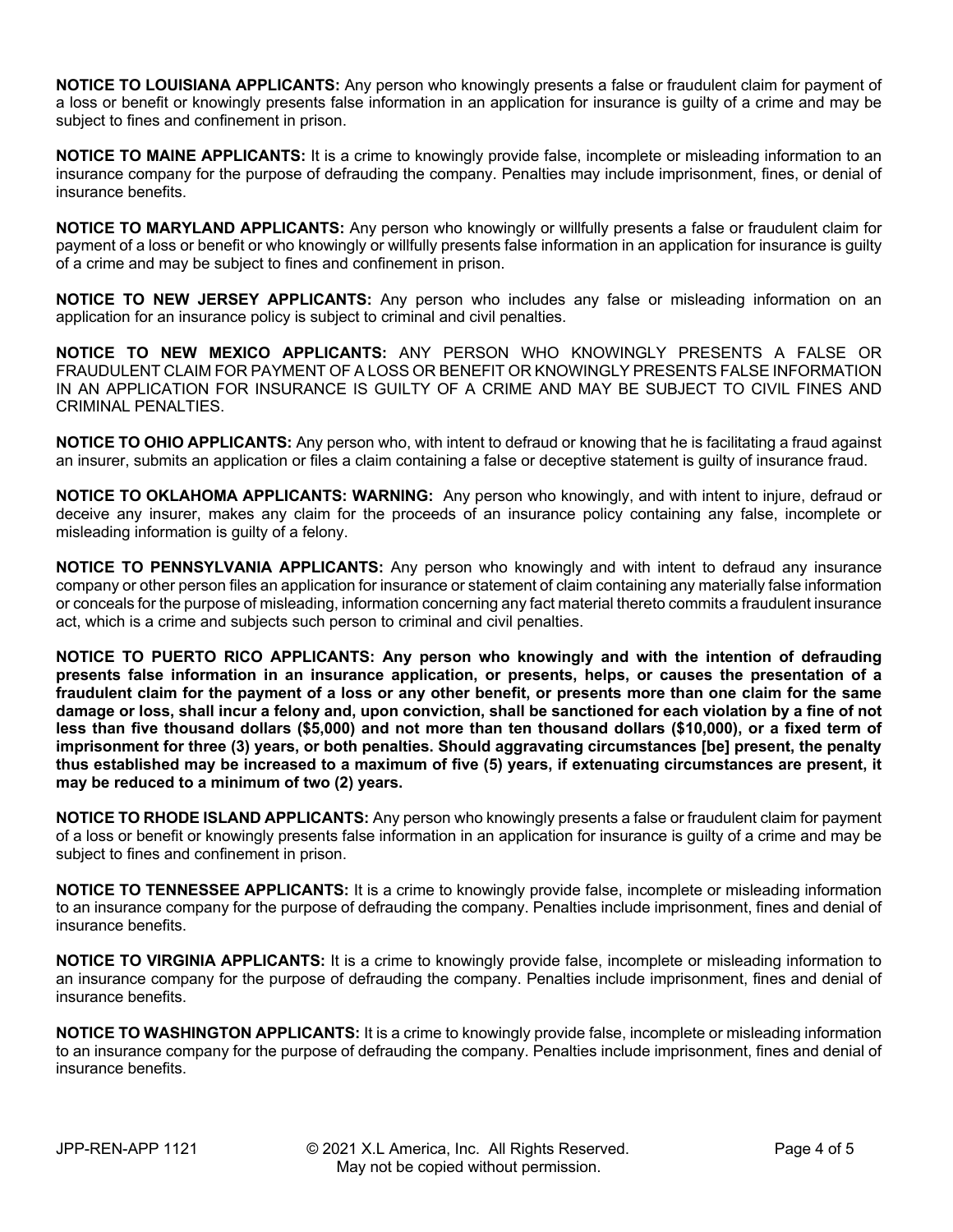**NOTICE TO LOUISIANA APPLICANTS:** Any person who knowingly presents a false or fraudulent claim for payment of a loss or benefit or knowingly presents false information in an application for insurance is guilty of a crime and may be subject to fines and confinement in prison.

**NOTICE TO MAINE APPLICANTS:** It is a crime to knowingly provide false, incomplete or misleading information to an insurance company for the purpose of defrauding the company. Penalties may include imprisonment, fines, or denial of insurance benefits.

**NOTICE TO MARYLAND APPLICANTS:** Any person who knowingly or willfully presents a false or fraudulent claim for payment of a loss or benefit or who knowingly or willfully presents false information in an application for insurance is guilty of a crime and may be subject to fines and confinement in prison.

**NOTICE TO NEW JERSEY APPLICANTS:** Any person who includes any false or misleading information on an application for an insurance policy is subject to criminal and civil penalties.

**NOTICE TO NEW MEXICO APPLICANTS:** ANY PERSON WHO KNOWINGLY PRESENTS A FALSE OR FRAUDULENT CLAIM FOR PAYMENT OF A LOSS OR BENEFIT OR KNOWINGLY PRESENTS FALSE INFORMATION IN AN APPLICATION FOR INSURANCE IS GUILTY OF A CRIME AND MAY BE SUBJECT TO CIVIL FINES AND CRIMINAL PENALTIES.

**NOTICE TO OHIO APPLICANTS:** Any person who, with intent to defraud or knowing that he is facilitating a fraud against an insurer, submits an application or files a claim containing a false or deceptive statement is guilty of insurance fraud.

**NOTICE TO OKLAHOMA APPLICANTS: WARNING:** Any person who knowingly, and with intent to injure, defraud or deceive any insurer, makes any claim for the proceeds of an insurance policy containing any false, incomplete or misleading information is guilty of a felony.

**NOTICE TO PENNSYLVANIA APPLICANTS:** Any person who knowingly and with intent to defraud any insurance company or other person files an application for insurance or statement of claim containing any materially false information or conceals for the purpose of misleading, information concerning any fact material thereto commits a fraudulent insurance act, which is a crime and subjects such person to criminal and civil penalties.

**NOTICE TO PUERTO RICO APPLICANTS: Any person who knowingly and with the intention of defrauding presents false information in an insurance application, or presents, helps, or causes the presentation of a fraudulent claim for the payment of a loss or any other benefit, or presents more than one claim for the same damage or loss, shall incur a felony and, upon conviction, shall be sanctioned for each violation by a fine of not less than five thousand dollars ($5,000) and not more than ten thousand dollars ($10,000), or a fixed term of imprisonment for three (3) years, or both penalties. Should aggravating circumstances [be] present, the penalty thus established may be increased to a maximum of five (5) years, if extenuating circumstances are present, it may be reduced to a minimum of two (2) years.**

**NOTICE TO RHODE ISLAND APPLICANTS:** Any person who knowingly presents a false or fraudulent claim for payment of a loss or benefit or knowingly presents false information in an application for insurance is guilty of a crime and may be subject to fines and confinement in prison.

**NOTICE TO TENNESSEE APPLICANTS:** It is a crime to knowingly provide false, incomplete or misleading information to an insurance company for the purpose of defrauding the company. Penalties include imprisonment, fines and denial of insurance benefits.

**NOTICE TO VIRGINIA APPLICANTS:** It is a crime to knowingly provide false, incomplete or misleading information to an insurance company for the purpose of defrauding the company. Penalties include imprisonment, fines and denial of insurance benefits.

**NOTICE TO WASHINGTON APPLICANTS:** It is a crime to knowingly provide false, incomplete or misleading information to an insurance company for the purpose of defrauding the company. Penalties include imprisonment, fines and denial of insurance benefits.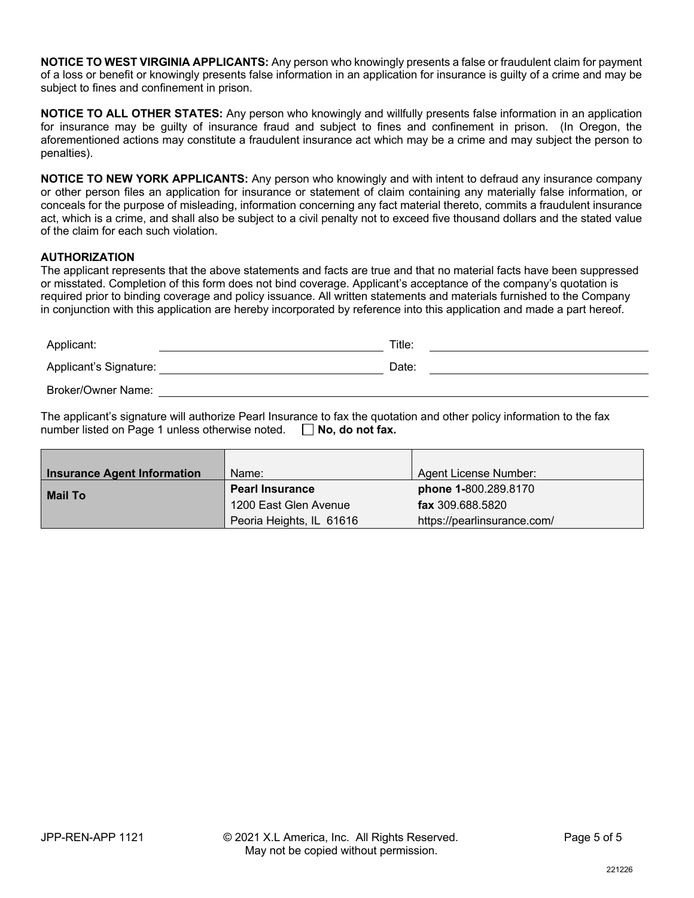**NOTICE TO WEST VIRGINIA APPLICANTS:** Any person who knowingly presents a false or fraudulent claim for payment of a loss or benefit or knowingly presents false information in an application for insurance is guilty of a crime and may be subject to fines and confinement in prison.

**NOTICE TO ALL OTHER STATES:** Any person who knowingly and willfully presents false information in an application for insurance may be guilty of insurance fraud and subject to fines and confinement in prison. (In Oregon, the aforementioned actions may constitute a fraudulent insurance act which may be a crime and may subject the person to penalties).

**NOTICE TO NEW YORK APPLICANTS:** Any person who knowingly and with intent to defraud any insurance company or other person files an application for insurance or statement of claim containing any materially false information, or conceals for the purpose of misleading, information concerning any fact material thereto, commits a fraudulent insurance act, which is a crime, and shall also be subject to a civil penalty not to exceed five thousand dollars and the stated value of the claim for each such violation.

**AUTHORIZATION**

The applicant represents that the above statements and facts are true and that no material facts have been suppressed or misstated. Completion of this form does not bind coverage. Applicant's acceptance of the company's quotation is required prior to binding coverage and policy issuance. All written statements and materials furnished to the Company in conjunction with this application are hereby incorporated by reference into this application and made a part hereof.

Applicant: ____________________ Title: ____________________

Applicant's Signature: ____________________ Date: ____________________

Broker/Owner Name: ________________________________________

The applicant's signature will authorize Pearl Insurance to fax the quotation and other policy information to the fax number listed on Page 1 unless otherwise noted. ☐ **No, do not fax.**

| **Insurance Agent Information** | Name: | Agent License Number: |
|---|---|---|
| **Mail To** | **Pearl Insurance** | **phone 1-**800.289.8170 |
| | 1200 East Glen Avenue | **fax** 309.688.5820 |
| | Peoria Heights, IL 61616 | https://pearlinsurance.com/ |

JPP-REN-APP 1121 © 2021 X.L America, Inc. All Rights Reserved. May not be copied without permission.

221226